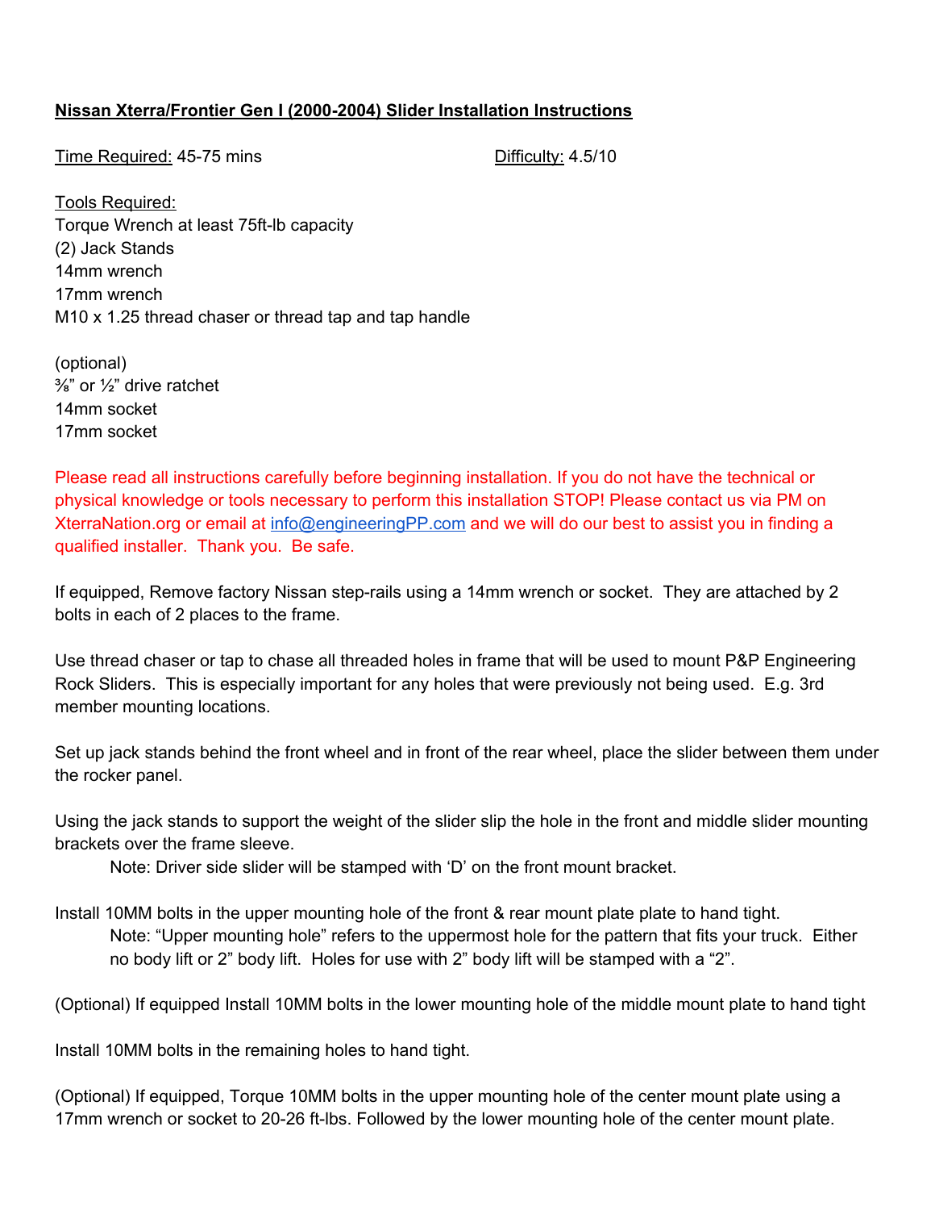**<u>Nissan Xterra/Frontier Gen I (2000-2004) Slider Installation Instructions</u>**

<u>Time Required:</u> 45-75 mins

<u>Difficulty:</u> 4.5/10

<u>Tools Required:</u>
Torque Wrench at least 75ft-lb capacity
(2) Jack Stands
14mm wrench
17mm wrench
M10 x 1.25 thread chaser or thread tap and tap handle

(optional)
⅜" or ½" drive ratchet
14mm socket
17mm socket

Please read all instructions carefully before beginning installation. If you do not have the technical or physical knowledge or tools necessary to perform this installation STOP! Please contact us via PM on XterraNation.org or email at [info@engineeringPP.com](mailto:info@engineeringPP.com) and we will do our best to assist you in finding a qualified installer. Thank you. Be safe.

If equipped, Remove factory Nissan step-rails using a 14mm wrench or socket. They are attached by 2 bolts in each of 2 places to the frame.

Use thread chaser or tap to chase all threaded holes in frame that will be used to mount P&P Engineering Rock Sliders. This is especially important for any holes that were previously not being used. E.g. 3rd member mounting locations.

Set up jack stands behind the front wheel and in front of the rear wheel, place the slider between them under the rocker panel.

Using the jack stands to support the weight of the slider slip the hole in the front and middle slider mounting brackets over the frame sleeve.

> Note: Driver side slider will be stamped with 'D' on the front mount bracket.

Install 10MM bolts in the upper mounting hole of the front & rear mount plate plate to hand tight.

> Note: "Upper mounting hole" refers to the uppermost hole for the pattern that fits your truck. Either no body lift or 2" body lift. Holes for use with 2" body lift will be stamped with a "2".

(Optional) If equipped Install 10MM bolts in the lower mounting hole of the middle mount plate to hand tight

Install 10MM bolts in the remaining holes to hand tight.

(Optional) If equipped, Torque 10MM bolts in the upper mounting hole of the center mount plate using a 17mm wrench or socket to 20-26 ft-lbs. Followed by the lower mounting hole of the center mount plate.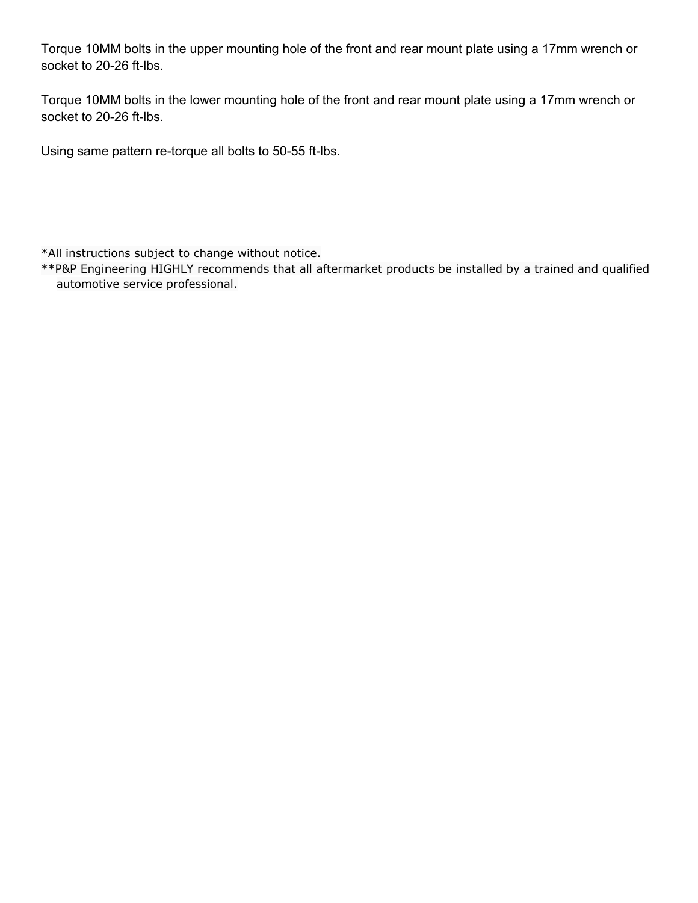Torque 10MM bolts in the upper mounting hole of the front and rear mount plate using a 17mm wrench or socket to 20-26 ft-lbs.

Torque 10MM bolts in the lower mounting hole of the front and rear mount plate using a 17mm wrench or socket to 20-26 ft-lbs.

Using same pattern re-torque all bolts to 50-55 ft-lbs.

*All instructions subject to change without notice.

**P&P Engineering HIGHLY recommends that all aftermarket products be installed by a trained and qualified automotive service professional.